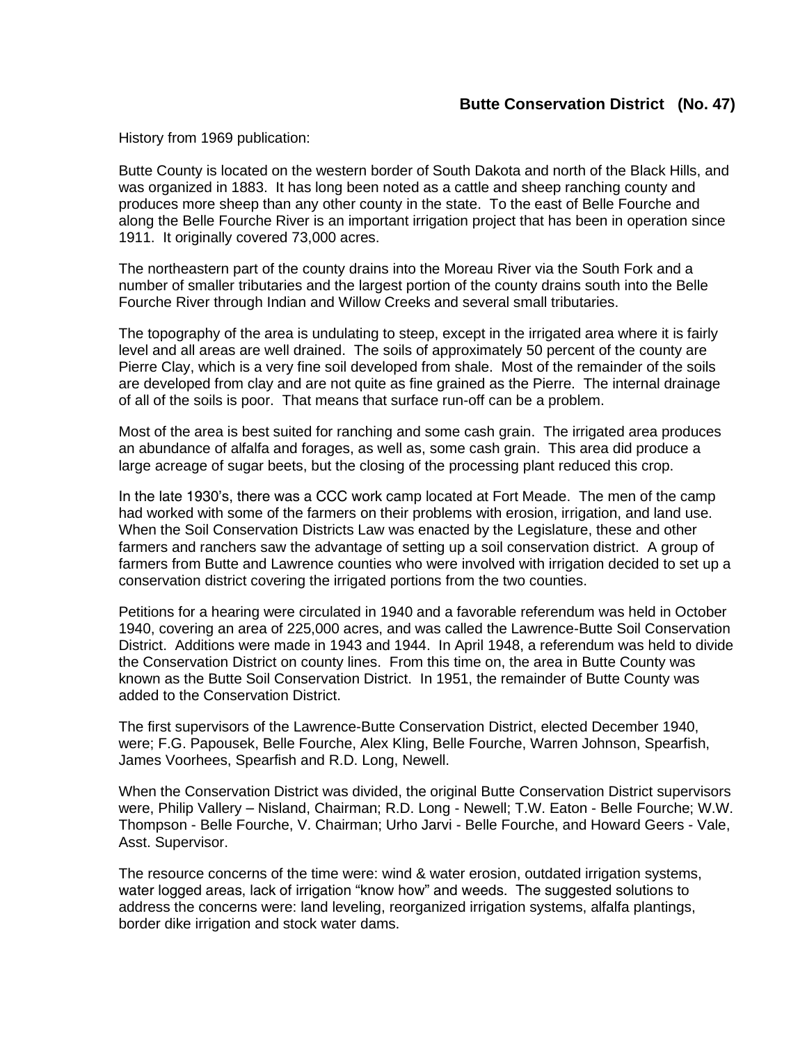## Butte Conservation District (No. 47)

History from 1969 publication:

Butte County is located on the western border of South Dakota and north of the Black Hills, and was organized in 1883. It has long been noted as a cattle and sheep ranching county and produces more sheep than any other county in the state. To the east of Belle Fourche and along the Belle Fourche River is an important irrigation project that has been in operation since 1911. It originally covered 73,000 acres.

The northeastern part of the county drains into the Moreau River via the South Fork and a number of smaller tributaries and the largest portion of the county drains south into the Belle Fourche River through Indian and Willow Creeks and several small tributaries.

The topography of the area is undulating to steep, except in the irrigated area where it is fairly level and all areas are well drained. The soils of approximately 50 percent of the county are Pierre Clay, which is a very fine soil developed from shale. Most of the remainder of the soils are developed from clay and are not quite as fine grained as the Pierre. The internal drainage of all of the soils is poor. That means that surface run-off can be a problem.

Most of the area is best suited for ranching and some cash grain. The irrigated area produces an abundance of alfalfa and forages, as well as, some cash grain. This area did produce a large acreage of sugar beets, but the closing of the processing plant reduced this crop.

In the late 1930's, there was a CCC work camp located at Fort Meade. The men of the camp had worked with some of the farmers on their problems with erosion, irrigation, and land use. When the Soil Conservation Districts Law was enacted by the Legislature, these and other farmers and ranchers saw the advantage of setting up a soil conservation district. A group of farmers from Butte and Lawrence counties who were involved with irrigation decided to set up a conservation district covering the irrigated portions from the two counties.

Petitions for a hearing were circulated in 1940 and a favorable referendum was held in October 1940, covering an area of 225,000 acres, and was called the Lawrence-Butte Soil Conservation District. Additions were made in 1943 and 1944. In April 1948, a referendum was held to divide the Conservation District on county lines. From this time on, the area in Butte County was known as the Butte Soil Conservation District. In 1951, the remainder of Butte County was added to the Conservation District.

The first supervisors of the Lawrence-Butte Conservation District, elected December 1940, were; F.G. Papousek, Belle Fourche, Alex Kling, Belle Fourche, Warren Johnson, Spearfish, James Voorhees, Spearfish and R.D. Long, Newell.

When the Conservation District was divided, the original Butte Conservation District supervisors were, Philip Vallery – Nisland, Chairman; R.D. Long - Newell; T.W. Eaton - Belle Fourche; W.W. Thompson - Belle Fourche, V. Chairman; Urho Jarvi - Belle Fourche, and Howard Geers - Vale, Asst. Supervisor.

The resource concerns of the time were: wind & water erosion, outdated irrigation systems, water logged areas, lack of irrigation "know how" and weeds. The suggested solutions to address the concerns were: land leveling, reorganized irrigation systems, alfalfa plantings, border dike irrigation and stock water dams.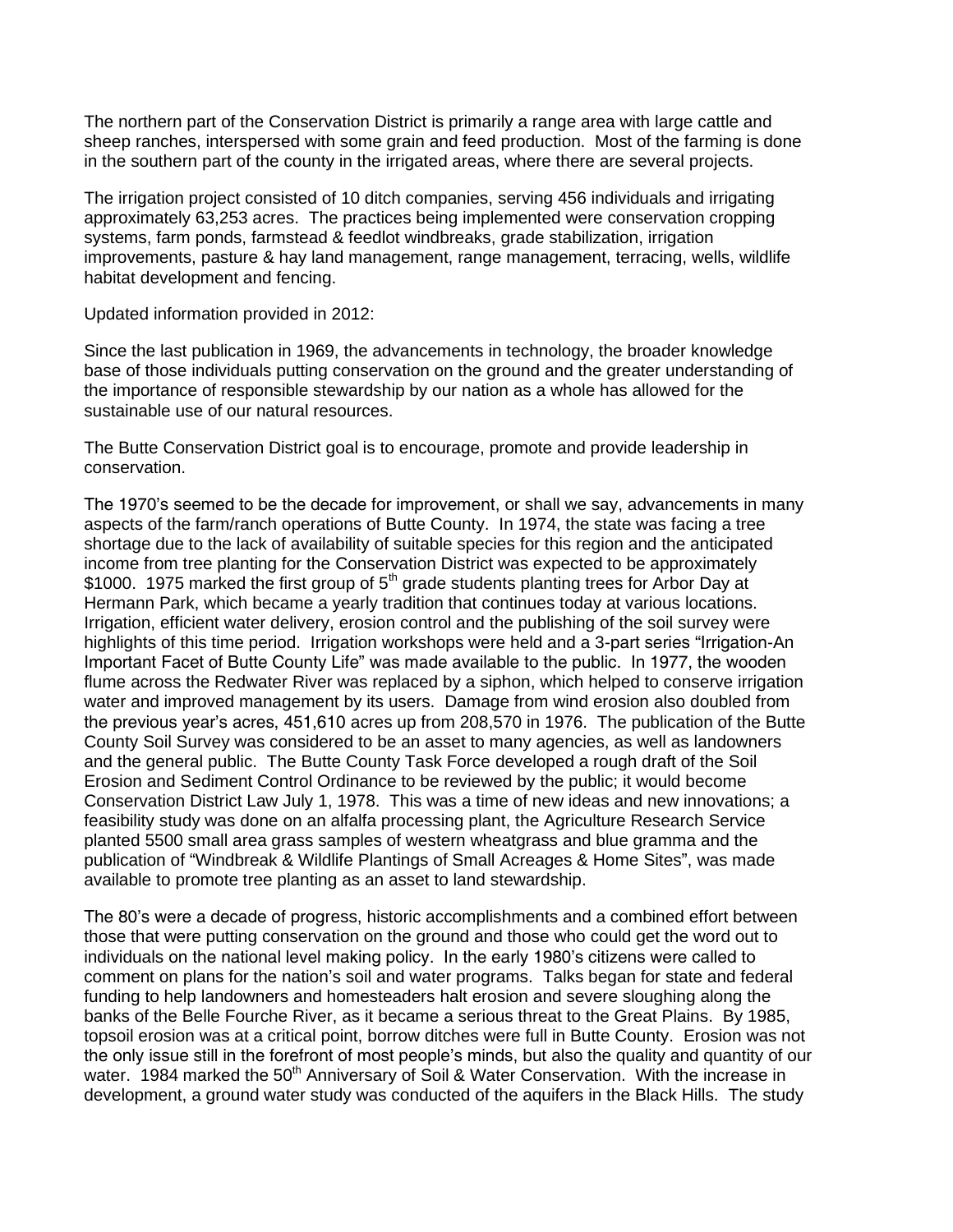The northern part of the Conservation District is primarily a range area with large cattle and sheep ranches, interspersed with some grain and feed production. Most of the farming is done in the southern part of the county in the irrigated areas, where there are several projects.

The irrigation project consisted of 10 ditch companies, serving 456 individuals and irrigating approximately 63,253 acres. The practices being implemented were conservation cropping systems, farm ponds, farmstead & feedlot windbreaks, grade stabilization, irrigation improvements, pasture & hay land management, range management, terracing, wells, wildlife habitat development and fencing.

Updated information provided in 2012:

Since the last publication in 1969, the advancements in technology, the broader knowledge base of those individuals putting conservation on the ground and the greater understanding of the importance of responsible stewardship by our nation as a whole has allowed for the sustainable use of our natural resources.

The Butte Conservation District goal is to encourage, promote and provide leadership in conservation.

The 1970's seemed to be the decade for improvement, or shall we say, advancements in many aspects of the farm/ranch operations of Butte County. In 1974, the state was facing a tree shortage due to the lack of availability of suitable species for this region and the anticipated income from tree planting for the Conservation District was expected to be approximately $1000. 1975 marked the first group of 5th grade students planting trees for Arbor Day at Hermann Park, which became a yearly tradition that continues today at various locations. Irrigation, efficient water delivery, erosion control and the publishing of the soil survey were highlights of this time period. Irrigation workshops were held and a 3-part series "Irrigation-An Important Facet of Butte County Life" was made available to the public. In 1977, the wooden flume across the Redwater River was replaced by a siphon, which helped to conserve irrigation water and improved management by its users. Damage from wind erosion also doubled from the previous year's acres, 451,610 acres up from 208,570 in 1976. The publication of the Butte County Soil Survey was considered to be an asset to many agencies, as well as landowners and the general public. The Butte County Task Force developed a rough draft of the Soil Erosion and Sediment Control Ordinance to be reviewed by the public; it would become Conservation District Law July 1, 1978. This was a time of new ideas and new innovations; a feasibility study was done on an alfalfa processing plant, the Agriculture Research Service planted 5500 small area grass samples of western wheatgrass and blue gramma and the publication of "Windbreak & Wildlife Plantings of Small Acreages & Home Sites", was made available to promote tree planting as an asset to land stewardship.

The 80's were a decade of progress, historic accomplishments and a combined effort between those that were putting conservation on the ground and those who could get the word out to individuals on the national level making policy. In the early 1980's citizens were called to comment on plans for the nation's soil and water programs. Talks began for state and federal funding to help landowners and homesteaders halt erosion and severe sloughing along the banks of the Belle Fourche River, as it became a serious threat to the Great Plains. By 1985, topsoil erosion was at a critical point, borrow ditches were full in Butte County. Erosion was not the only issue still in the forefront of most people's minds, but also the quality and quantity of our water. 1984 marked the 50th Anniversary of Soil & Water Conservation. With the increase in development, a ground water study was conducted of the aquifers in the Black Hills. The study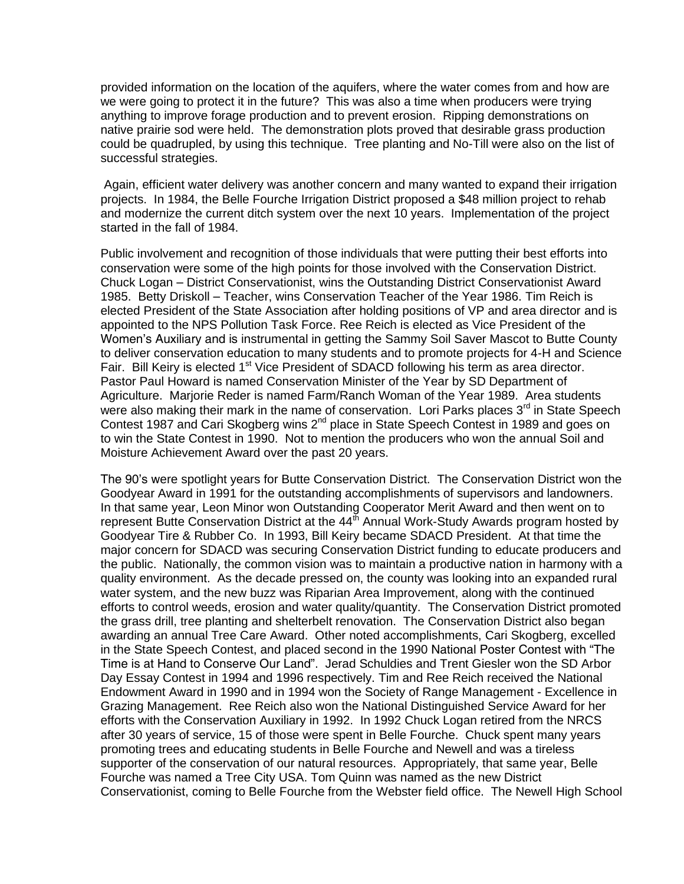provided information on the location of the aquifers, where the water comes from and how are we were going to protect it in the future? This was also a time when producers were trying anything to improve forage production and to prevent erosion. Ripping demonstrations on native prairie sod were held. The demonstration plots proved that desirable grass production could be quadrupled, by using this technique. Tree planting and No-Till were also on the list of successful strategies.

Again, efficient water delivery was another concern and many wanted to expand their irrigation projects. In 1984, the Belle Fourche Irrigation District proposed a $48 million project to rehab and modernize the current ditch system over the next 10 years. Implementation of the project started in the fall of 1984.

Public involvement and recognition of those individuals that were putting their best efforts into conservation were some of the high points for those involved with the Conservation District. Chuck Logan – District Conservationist, wins the Outstanding District Conservationist Award 1985. Betty Driskoll – Teacher, wins Conservation Teacher of the Year 1986. Tim Reich is elected President of the State Association after holding positions of VP and area director and is appointed to the NPS Pollution Task Force. Ree Reich is elected as Vice President of the Women's Auxiliary and is instrumental in getting the Sammy Soil Saver Mascot to Butte County to deliver conservation education to many students and to promote projects for 4-H and Science Fair. Bill Keiry is elected 1st Vice President of SDACD following his term as area director. Pastor Paul Howard is named Conservation Minister of the Year by SD Department of Agriculture. Marjorie Reder is named Farm/Ranch Woman of the Year 1989. Area students were also making their mark in the name of conservation. Lori Parks places 3rd in State Speech Contest 1987 and Cari Skogberg wins 2nd place in State Speech Contest in 1989 and goes on to win the State Contest in 1990. Not to mention the producers who won the annual Soil and Moisture Achievement Award over the past 20 years.

The 90's were spotlight years for Butte Conservation District. The Conservation District won the Goodyear Award in 1991 for the outstanding accomplishments of supervisors and landowners. In that same year, Leon Minor won Outstanding Cooperator Merit Award and then went on to represent Butte Conservation District at the 44th Annual Work-Study Awards program hosted by Goodyear Tire & Rubber Co. In 1993, Bill Keiry became SDACD President. At that time the major concern for SDACD was securing Conservation District funding to educate producers and the public. Nationally, the common vision was to maintain a productive nation in harmony with a quality environment. As the decade pressed on, the county was looking into an expanded rural water system, and the new buzz was Riparian Area Improvement, along with the continued efforts to control weeds, erosion and water quality/quantity. The Conservation District promoted the grass drill, tree planting and shelterbelt renovation. The Conservation District also began awarding an annual Tree Care Award. Other noted accomplishments, Cari Skogberg, excelled in the State Speech Contest, and placed second in the 1990 National Poster Contest with "The Time is at Hand to Conserve Our Land". Jerad Schuldies and Trent Giesler won the SD Arbor Day Essay Contest in 1994 and 1996 respectively. Tim and Ree Reich received the National Endowment Award in 1990 and in 1994 won the Society of Range Management - Excellence in Grazing Management. Ree Reich also won the National Distinguished Service Award for her efforts with the Conservation Auxiliary in 1992. In 1992 Chuck Logan retired from the NRCS after 30 years of service, 15 of those were spent in Belle Fourche. Chuck spent many years promoting trees and educating students in Belle Fourche and Newell and was a tireless supporter of the conservation of our natural resources. Appropriately, that same year, Belle Fourche was named a Tree City USA. Tom Quinn was named as the new District Conservationist, coming to Belle Fourche from the Webster field office. The Newell High School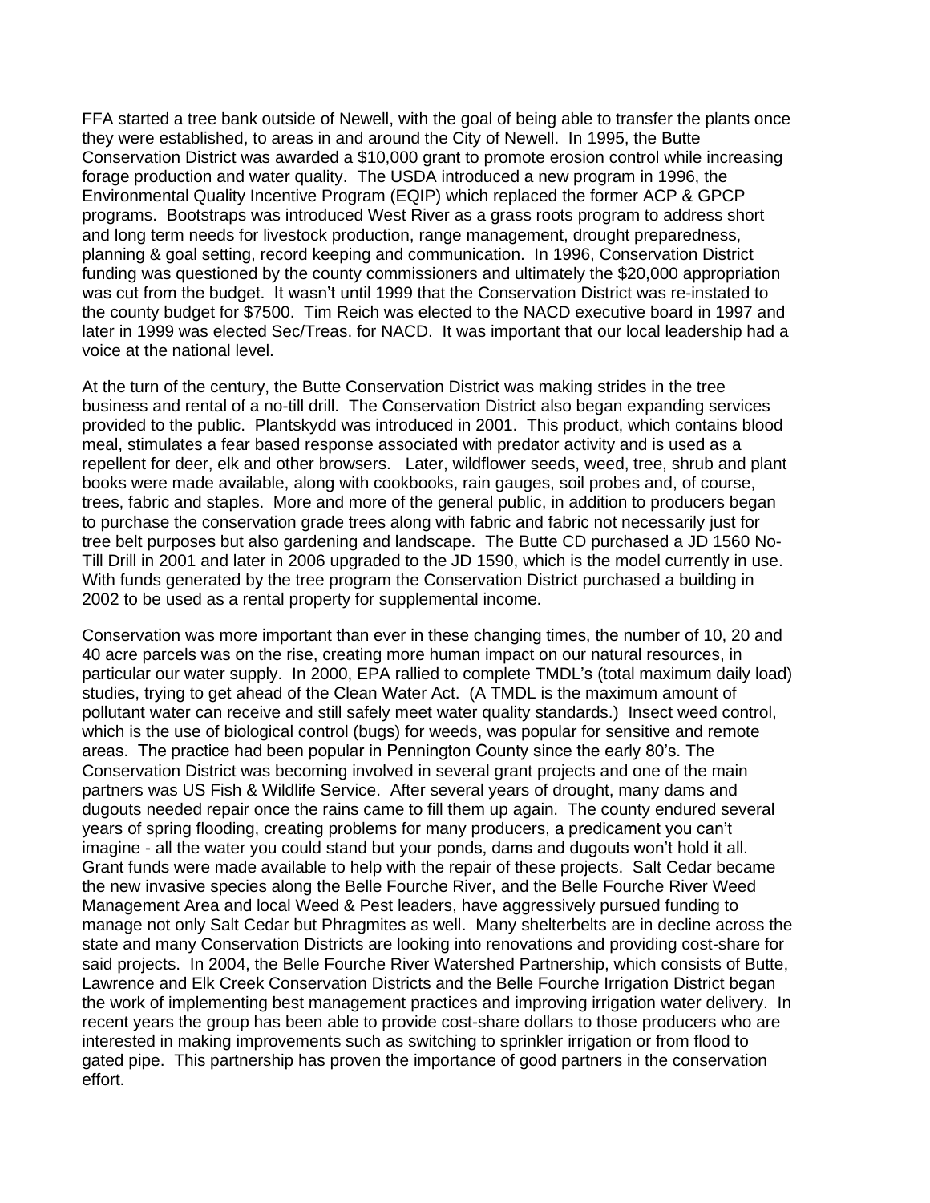FFA started a tree bank outside of Newell, with the goal of being able to transfer the plants once they were established, to areas in and around the City of Newell. In 1995, the Butte Conservation District was awarded a $10,000 grant to promote erosion control while increasing forage production and water quality. The USDA introduced a new program in 1996, the Environmental Quality Incentive Program (EQIP) which replaced the former ACP & GPCP programs. Bootstraps was introduced West River as a grass roots program to address short and long term needs for livestock production, range management, drought preparedness, planning & goal setting, record keeping and communication. In 1996, Conservation District funding was questioned by the county commissioners and ultimately the $20,000 appropriation was cut from the budget. It wasn't until 1999 that the Conservation District was re-instated to the county budget for $7500. Tim Reich was elected to the NACD executive board in 1997 and later in 1999 was elected Sec/Treas. for NACD. It was important that our local leadership had a voice at the national level.

At the turn of the century, the Butte Conservation District was making strides in the tree business and rental of a no-till drill. The Conservation District also began expanding services provided to the public. Plantskydd was introduced in 2001. This product, which contains blood meal, stimulates a fear based response associated with predator activity and is used as a repellent for deer, elk and other browsers. Later, wildflower seeds, weed, tree, shrub and plant books were made available, along with cookbooks, rain gauges, soil probes and, of course, trees, fabric and staples. More and more of the general public, in addition to producers began to purchase the conservation grade trees along with fabric and fabric not necessarily just for tree belt purposes but also gardening and landscape. The Butte CD purchased a JD 1560 No-Till Drill in 2001 and later in 2006 upgraded to the JD 1590, which is the model currently in use. With funds generated by the tree program the Conservation District purchased a building in 2002 to be used as a rental property for supplemental income.

Conservation was more important than ever in these changing times, the number of 10, 20 and 40 acre parcels was on the rise, creating more human impact on our natural resources, in particular our water supply. In 2000, EPA rallied to complete TMDL's (total maximum daily load) studies, trying to get ahead of the Clean Water Act. (A TMDL is the maximum amount of pollutant water can receive and still safely meet water quality standards.) Insect weed control, which is the use of biological control (bugs) for weeds, was popular for sensitive and remote areas. The practice had been popular in Pennington County since the early 80's. The Conservation District was becoming involved in several grant projects and one of the main partners was US Fish & Wildlife Service. After several years of drought, many dams and dugouts needed repair once the rains came to fill them up again. The county endured several years of spring flooding, creating problems for many producers, a predicament you can't imagine - all the water you could stand but your ponds, dams and dugouts won't hold it all. Grant funds were made available to help with the repair of these projects. Salt Cedar became the new invasive species along the Belle Fourche River, and the Belle Fourche River Weed Management Area and local Weed & Pest leaders, have aggressively pursued funding to manage not only Salt Cedar but Phragmites as well. Many shelterbelts are in decline across the state and many Conservation Districts are looking into renovations and providing cost-share for said projects. In 2004, the Belle Fourche River Watershed Partnership, which consists of Butte, Lawrence and Elk Creek Conservation Districts and the Belle Fourche Irrigation District began the work of implementing best management practices and improving irrigation water delivery. In recent years the group has been able to provide cost-share dollars to those producers who are interested in making improvements such as switching to sprinkler irrigation or from flood to gated pipe. This partnership has proven the importance of good partners in the conservation effort.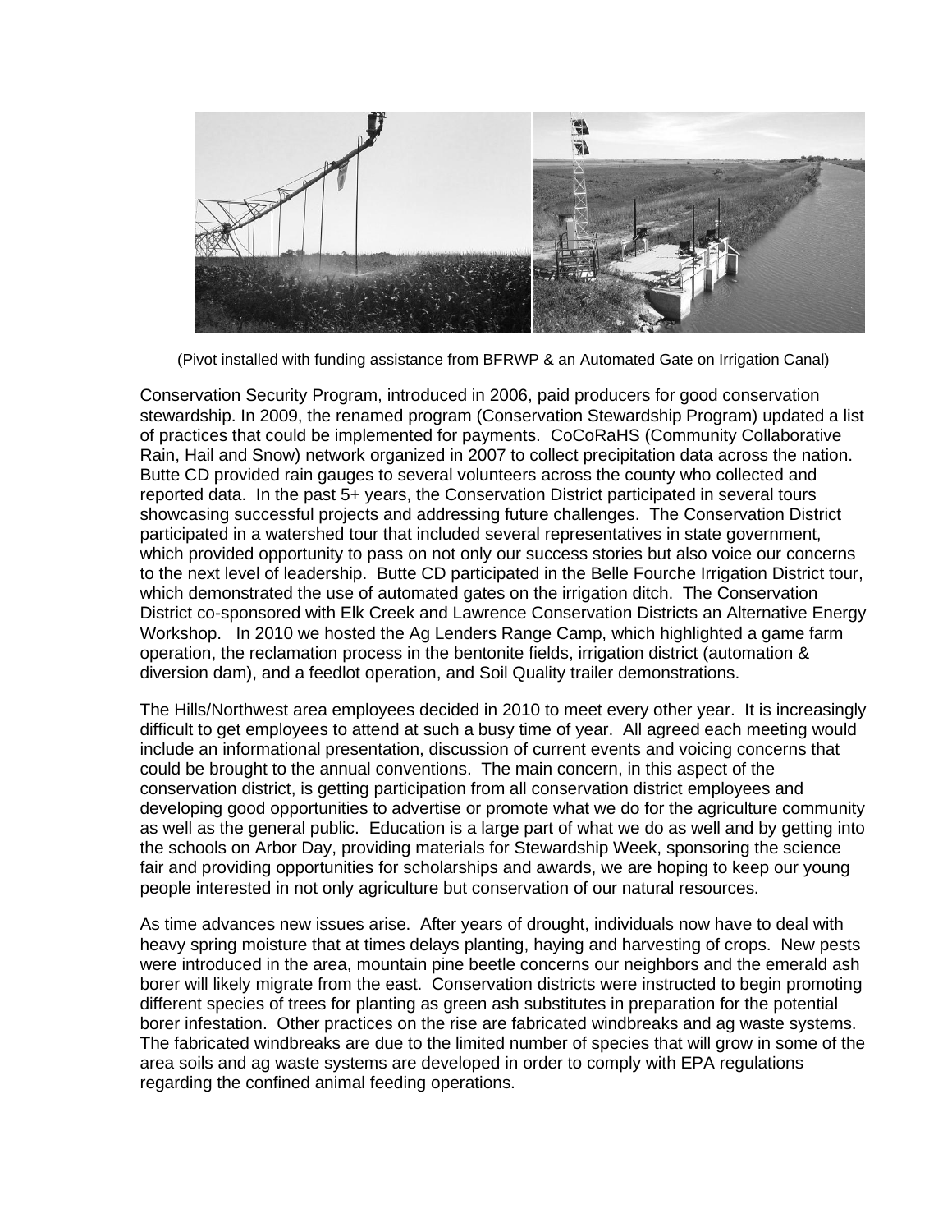(Pivot installed with funding assistance from BFRWP & an Automated Gate on Irrigation Canal)

Conservation Security Program, introduced in 2006, paid producers for good conservation stewardship. In 2009, the renamed program (Conservation Stewardship Program) updated a list of practices that could be implemented for payments. CoCoRaHS (Community Collaborative Rain, Hail and Snow) network organized in 2007 to collect precipitation data across the nation. Butte CD provided rain gauges to several volunteers across the county who collected and reported data. In the past 5+ years, the Conservation District participated in several tours showcasing successful projects and addressing future challenges. The Conservation District participated in a watershed tour that included several representatives in state government, which provided opportunity to pass on not only our success stories but also voice our concerns to the next level of leadership. Butte CD participated in the Belle Fourche Irrigation District tour, which demonstrated the use of automated gates on the irrigation ditch. The Conservation District co-sponsored with Elk Creek and Lawrence Conservation Districts an Alternative Energy Workshop. In 2010 we hosted the Ag Lenders Range Camp, which highlighted a game farm operation, the reclamation process in the bentonite fields, irrigation district (automation & diversion dam), and a feedlot operation, and Soil Quality trailer demonstrations.

The Hills/Northwest area employees decided in 2010 to meet every other year. It is increasingly difficult to get employees to attend at such a busy time of year. All agreed each meeting would include an informational presentation, discussion of current events and voicing concerns that could be brought to the annual conventions. The main concern, in this aspect of the conservation district, is getting participation from all conservation district employees and developing good opportunities to advertise or promote what we do for the agriculture community as well as the general public. Education is a large part of what we do as well and by getting into the schools on Arbor Day, providing materials for Stewardship Week, sponsoring the science fair and providing opportunities for scholarships and awards, we are hoping to keep our young people interested in not only agriculture but conservation of our natural resources.

As time advances new issues arise. After years of drought, individuals now have to deal with heavy spring moisture that at times delays planting, haying and harvesting of crops. New pests were introduced in the area, mountain pine beetle concerns our neighbors and the emerald ash borer will likely migrate from the east. Conservation districts were instructed to begin promoting different species of trees for planting as green ash substitutes in preparation for the potential borer infestation. Other practices on the rise are fabricated windbreaks and ag waste systems. The fabricated windbreaks are due to the limited number of species that will grow in some of the area soils and ag waste systems are developed in order to comply with EPA regulations regarding the confined animal feeding operations.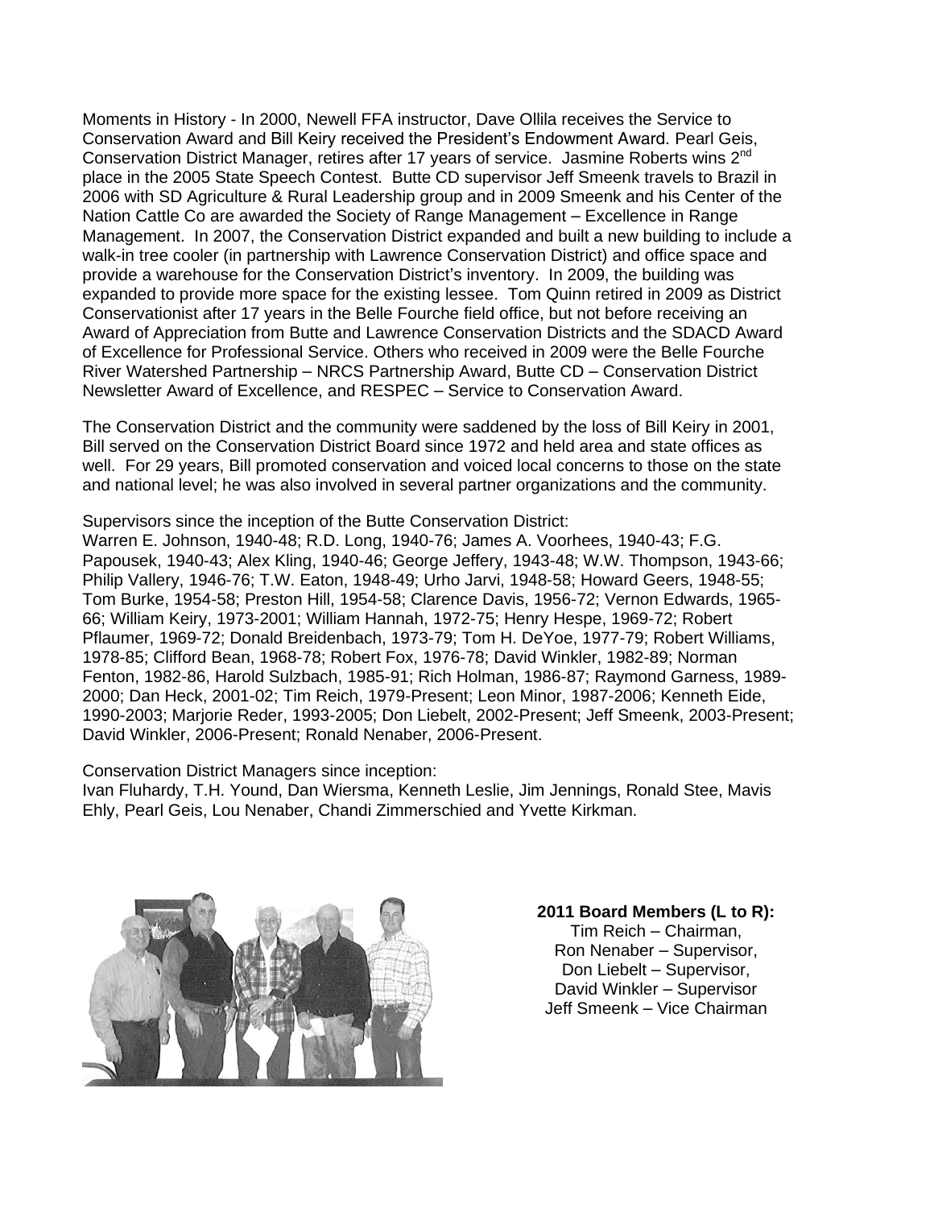Moments in History - In 2000, Newell FFA instructor, Dave Ollila receives the Service to Conservation Award and Bill Keiry received the President's Endowment Award. Pearl Geis, Conservation District Manager, retires after 17 years of service. Jasmine Roberts wins 2nd place in the 2005 State Speech Contest. Butte CD supervisor Jeff Smeenk travels to Brazil in 2006 with SD Agriculture & Rural Leadership group and in 2009 Smeenk and his Center of the Nation Cattle Co are awarded the Society of Range Management – Excellence in Range Management. In 2007, the Conservation District expanded and built a new building to include a walk-in tree cooler (in partnership with Lawrence Conservation District) and office space and provide a warehouse for the Conservation District's inventory. In 2009, the building was expanded to provide more space for the existing lessee. Tom Quinn retired in 2009 as District Conservationist after 17 years in the Belle Fourche field office, but not before receiving an Award of Appreciation from Butte and Lawrence Conservation Districts and the SDACD Award of Excellence for Professional Service. Others who received in 2009 were the Belle Fourche River Watershed Partnership – NRCS Partnership Award, Butte CD – Conservation District Newsletter Award of Excellence, and RESPEC – Service to Conservation Award.

The Conservation District and the community were saddened by the loss of Bill Keiry in 2001, Bill served on the Conservation District Board since 1972 and held area and state offices as well. For 29 years, Bill promoted conservation and voiced local concerns to those on the state and national level; he was also involved in several partner organizations and the community.

Supervisors since the inception of the Butte Conservation District:
Warren E. Johnson, 1940-48; R.D. Long, 1940-76; James A. Voorhees, 1940-43; F.G. Papousek, 1940-43; Alex Kling, 1940-46; George Jeffery, 1943-48; W.W. Thompson, 1943-66; Philip Vallery, 1946-76; T.W. Eaton, 1948-49; Urho Jarvi, 1948-58; Howard Geers, 1948-55; Tom Burke, 1954-58; Preston Hill, 1954-58; Clarence Davis, 1956-72; Vernon Edwards, 1965-66; William Keiry, 1973-2001; William Hannah, 1972-75; Henry Hespe, 1969-72; Robert Pflaumer, 1969-72; Donald Breidenbach, 1973-79; Tom H. DeYoe, 1977-79; Robert Williams, 1978-85; Clifford Bean, 1968-78; Robert Fox, 1976-78; David Winkler, 1982-89; Norman Fenton, 1982-86, Harold Sulzbach, 1985-91; Rich Holman, 1986-87; Raymond Garness, 1989-2000; Dan Heck, 2001-02; Tim Reich, 1979-Present; Leon Minor, 1987-2006; Kenneth Eide, 1990-2003; Marjorie Reder, 1993-2005; Don Liebelt, 2002-Present; Jeff Smeenk, 2003-Present; David Winkler, 2006-Present; Ronald Nenaber, 2006-Present.

Conservation District Managers since inception:
Ivan Fluhardy, T.H. Yound, Dan Wiersma, Kenneth Leslie, Jim Jennings, Ronald Stee, Mavis Ehly, Pearl Geis, Lou Nenaber, Chandi Zimmerschied and Yvette Kirkman.

**2011 Board Members (L to R):**
Tim Reich – Chairman,
Ron Nenaber – Supervisor,
Don Liebelt – Supervisor,
David Winkler – Supervisor
Jeff Smeenk – Vice Chairman